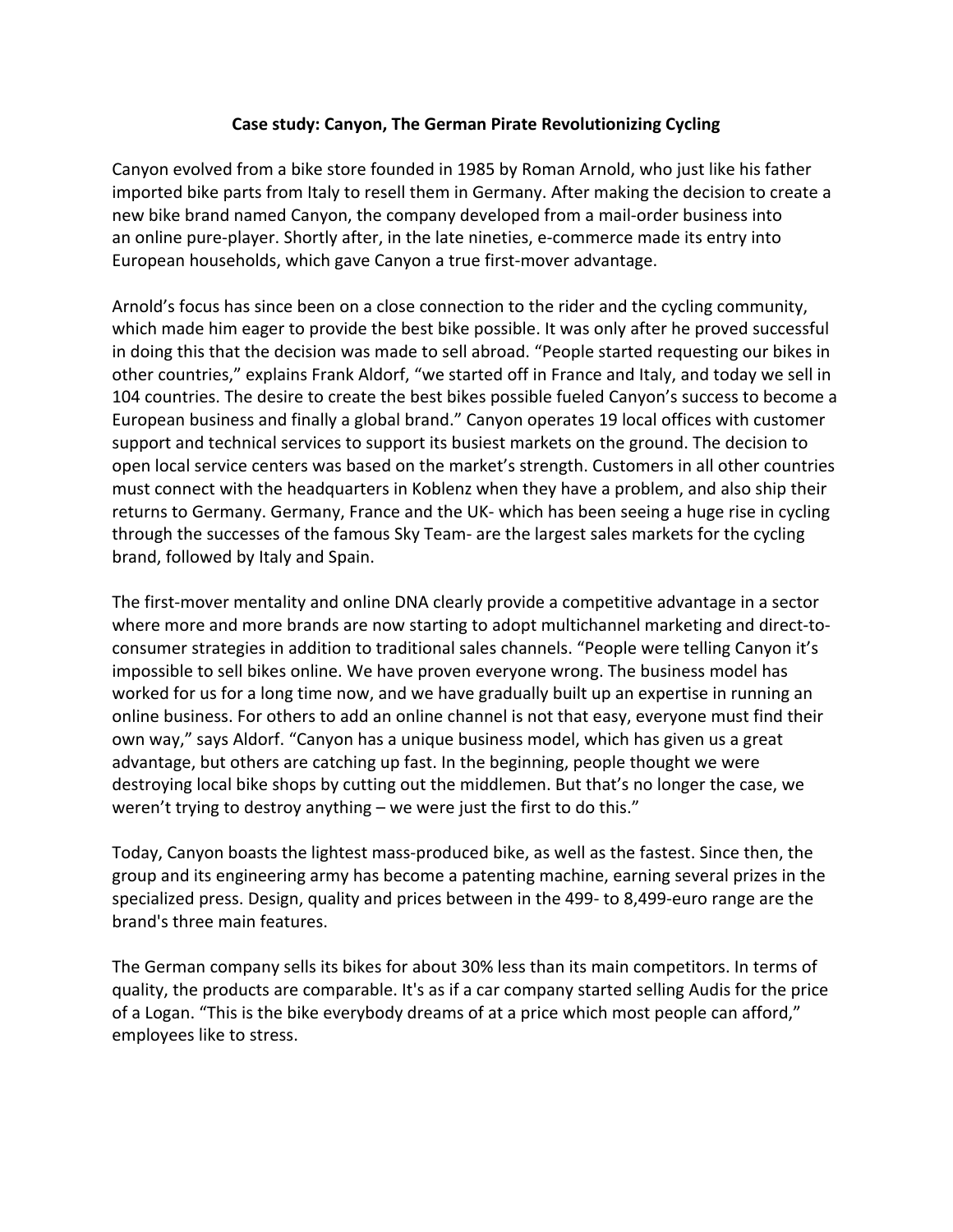**Case study: Canyon, The German Pirate Revolutionizing Cycling**

Canyon evolved from a bike store founded in 1985 by Roman Arnold, who just like his father imported bike parts from Italy to resell them in Germany. After making the decision to create a new bike brand named Canyon, the company developed from a mail-order business into an online pure-player. Shortly after, in the late nineties, e-commerce made its entry into European households, which gave Canyon a true first-mover advantage.

Arnold's focus has since been on a close connection to the rider and the cycling community, which made him eager to provide the best bike possible. It was only after he proved successful in doing this that the decision was made to sell abroad. "People started requesting our bikes in other countries," explains Frank Aldorf, "we started off in France and Italy, and today we sell in 104 countries. The desire to create the best bikes possible fueled Canyon's success to become a European business and finally a global brand." Canyon operates 19 local offices with customer support and technical services to support its busiest markets on the ground. The decision to open local service centers was based on the market's strength. Customers in all other countries must connect with the headquarters in Koblenz when they have a problem, and also ship their returns to Germany. Germany, France and the UK- which has been seeing a huge rise in cycling through the successes of the famous Sky Team- are the largest sales markets for the cycling brand, followed by Italy and Spain.

The first-mover mentality and online DNA clearly provide a competitive advantage in a sector where more and more brands are now starting to adopt multichannel marketing and direct-to-consumer strategies in addition to traditional sales channels. "People were telling Canyon it's impossible to sell bikes online. We have proven everyone wrong. The business model has worked for us for a long time now, and we have gradually built up an expertise in running an online business. For others to add an online channel is not that easy, everyone must find their own way," says Aldorf. "Canyon has a unique business model, which has given us a great advantage, but others are catching up fast. In the beginning, people thought we were destroying local bike shops by cutting out the middlemen. But that's no longer the case, we weren't trying to destroy anything – we were just the first to do this."

Today, Canyon boasts the lightest mass-produced bike, as well as the fastest. Since then, the group and its engineering army has become a patenting machine, earning several prizes in the specialized press. Design, quality and prices between in the 499- to 8,499-euro range are the brand's three main features.

The German company sells its bikes for about 30% less than its main competitors. In terms of quality, the products are comparable. It's as if a car company started selling Audis for the price of a Logan. "This is the bike everybody dreams of at a price which most people can afford," employees like to stress.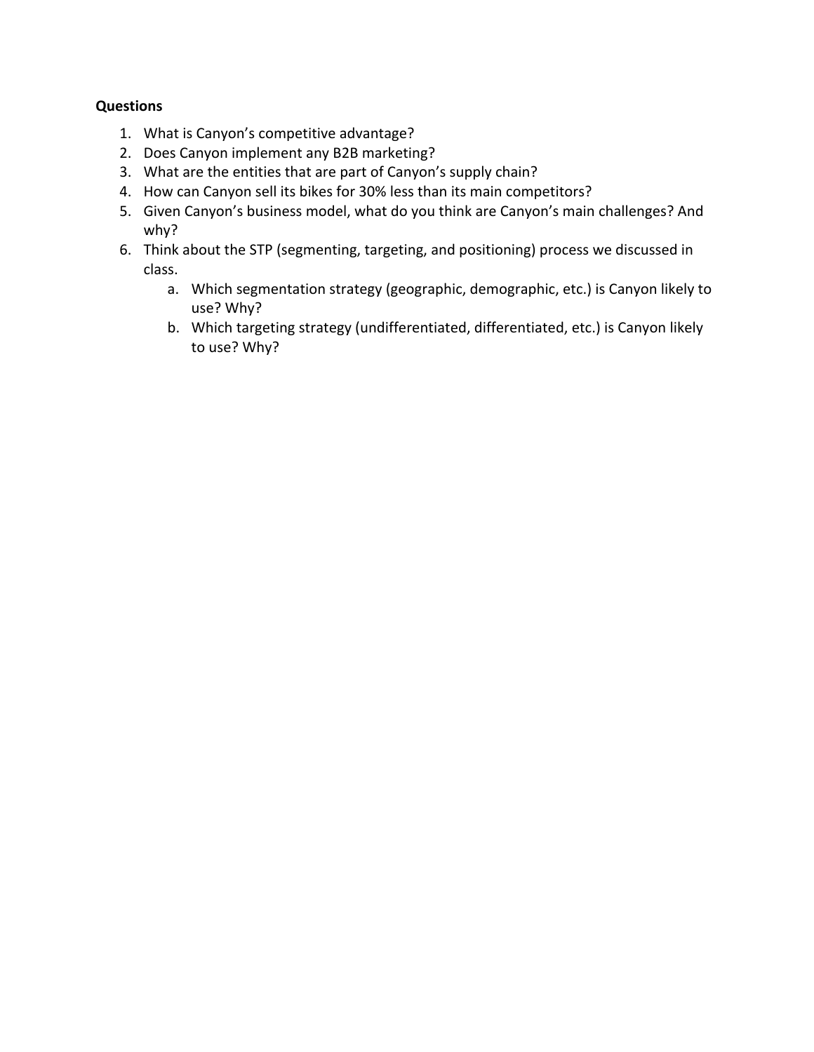**Questions**

1. What is Canyon's competitive advantage?
2. Does Canyon implement any B2B marketing?
3. What are the entities that are part of Canyon's supply chain?
4. How can Canyon sell its bikes for 30% less than its main competitors?
5. Given Canyon's business model, what do you think are Canyon's main challenges? And why?
6. Think about the STP (segmenting, targeting, and positioning) process we discussed in class.
    a. Which segmentation strategy (geographic, demographic, etc.) is Canyon likely to use? Why?
    b. Which targeting strategy (undifferentiated, differentiated, etc.) is Canyon likely to use? Why?